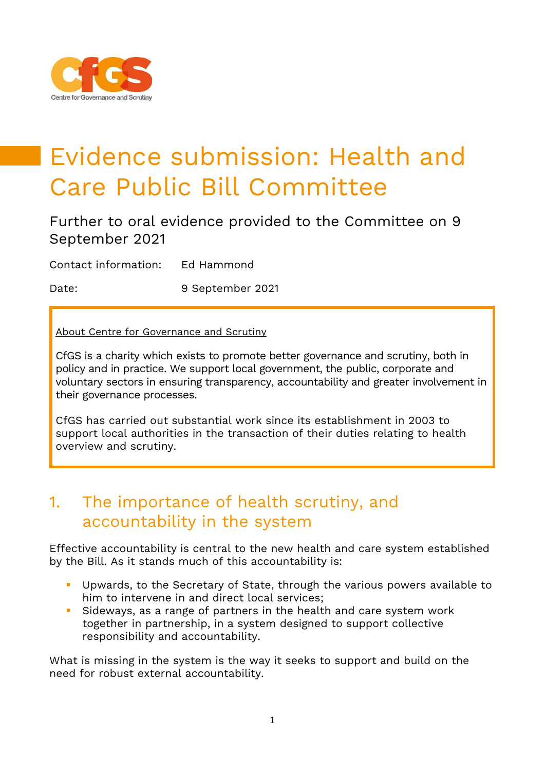# Evidence submission: Health and Care Public Bill Committee

Further to oral evidence provided to the Committee on 9 September 2021

Contact information: Ed Hammond

Date: 9 September 2021

> About Centre for Governance and Scrutiny
>
> CfGS is a charity which exists to promote better governance and scrutiny, both in policy and in practice. We support local government, the public, corporate and voluntary sectors in ensuring transparency, accountability and greater involvement in their governance processes.
>
> CfGS has carried out substantial work since its establishment in 2003 to support local authorities in the transaction of their duties relating to health overview and scrutiny.

## 1. The importance of health scrutiny, and accountability in the system

Effective accountability is central to the new health and care system established by the Bill. As it stands much of this accountability is:

- Upwards, to the Secretary of State, through the various powers available to him to intervene in and direct local services;
- Sideways, as a range of partners in the health and care system work together in partnership, in a system designed to support collective responsibility and accountability.

What is missing in the system is the way it seeks to support and build on the need for robust external accountability.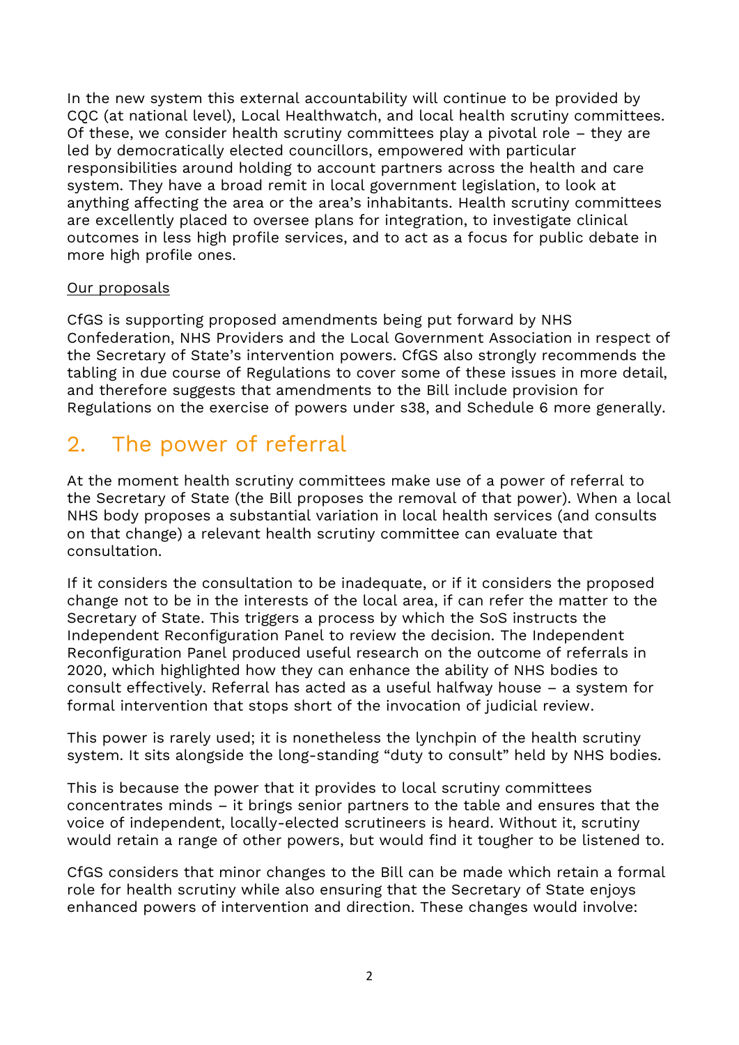In the new system this external accountability will continue to be provided by CQC (at national level), Local Healthwatch, and local health scrutiny committees. Of these, we consider health scrutiny committees play a pivotal role – they are led by democratically elected councillors, empowered with particular responsibilities around holding to account partners across the health and care system. They have a broad remit in local government legislation, to look at anything affecting the area or the area's inhabitants. Health scrutiny committees are excellently placed to oversee plans for integration, to investigate clinical outcomes in less high profile services, and to act as a focus for public debate in more high profile ones.

Our proposals

CfGS is supporting proposed amendments being put forward by NHS Confederation, NHS Providers and the Local Government Association in respect of the Secretary of State's intervention powers. CfGS also strongly recommends the tabling in due course of Regulations to cover some of these issues in more detail, and therefore suggests that amendments to the Bill include provision for Regulations on the exercise of powers under s38, and Schedule 6 more generally.

## 2. The power of referral

At the moment health scrutiny committees make use of a power of referral to the Secretary of State (the Bill proposes the removal of that power). When a local NHS body proposes a substantial variation in local health services (and consults on that change) a relevant health scrutiny committee can evaluate that consultation.

If it considers the consultation to be inadequate, or if it considers the proposed change not to be in the interests of the local area, if can refer the matter to the Secretary of State. This triggers a process by which the SoS instructs the Independent Reconfiguration Panel to review the decision. The Independent Reconfiguration Panel produced useful research on the outcome of referrals in 2020, which highlighted how they can enhance the ability of NHS bodies to consult effectively. Referral has acted as a useful halfway house – a system for formal intervention that stops short of the invocation of judicial review.

This power is rarely used; it is nonetheless the lynchpin of the health scrutiny system. It sits alongside the long-standing "duty to consult" held by NHS bodies.

This is because the power that it provides to local scrutiny committees concentrates minds – it brings senior partners to the table and ensures that the voice of independent, locally-elected scrutineers is heard. Without it, scrutiny would retain a range of other powers, but would find it tougher to be listened to.

CfGS considers that minor changes to the Bill can be made which retain a formal role for health scrutiny while also ensuring that the Secretary of State enjoys enhanced powers of intervention and direction. These changes would involve: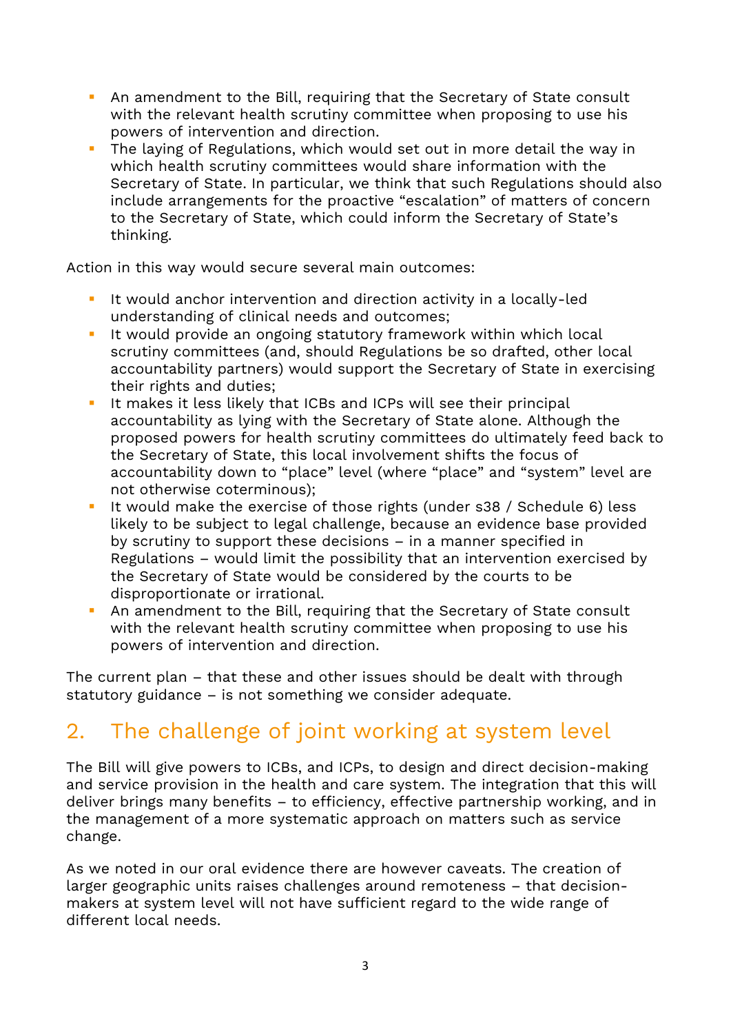- An amendment to the Bill, requiring that the Secretary of State consult with the relevant health scrutiny committee when proposing to use his powers of intervention and direction.
- The laying of Regulations, which would set out in more detail the way in which health scrutiny committees would share information with the Secretary of State. In particular, we think that such Regulations should also include arrangements for the proactive "escalation" of matters of concern to the Secretary of State, which could inform the Secretary of State's thinking.

Action in this way would secure several main outcomes:

- It would anchor intervention and direction activity in a locally-led understanding of clinical needs and outcomes;
- It would provide an ongoing statutory framework within which local scrutiny committees (and, should Regulations be so drafted, other local accountability partners) would support the Secretary of State in exercising their rights and duties;
- It makes it less likely that ICBs and ICPs will see their principal accountability as lying with the Secretary of State alone. Although the proposed powers for health scrutiny committees do ultimately feed back to the Secretary of State, this local involvement shifts the focus of accountability down to "place" level (where "place" and "system" level are not otherwise coterminous);
- It would make the exercise of those rights (under s38 / Schedule 6) less likely to be subject to legal challenge, because an evidence base provided by scrutiny to support these decisions – in a manner specified in Regulations – would limit the possibility that an intervention exercised by the Secretary of State would be considered by the courts to be disproportionate or irrational.
- An amendment to the Bill, requiring that the Secretary of State consult with the relevant health scrutiny committee when proposing to use his powers of intervention and direction.

The current plan – that these and other issues should be dealt with through statutory guidance – is not something we consider adequate.

## 2. The challenge of joint working at system level

The Bill will give powers to ICBs, and ICPs, to design and direct decision-making and service provision in the health and care system. The integration that this will deliver brings many benefits – to efficiency, effective partnership working, and in the management of a more systematic approach on matters such as service change.

As we noted in our oral evidence there are however caveats. The creation of larger geographic units raises challenges around remoteness – that decision-makers at system level will not have sufficient regard to the wide range of different local needs.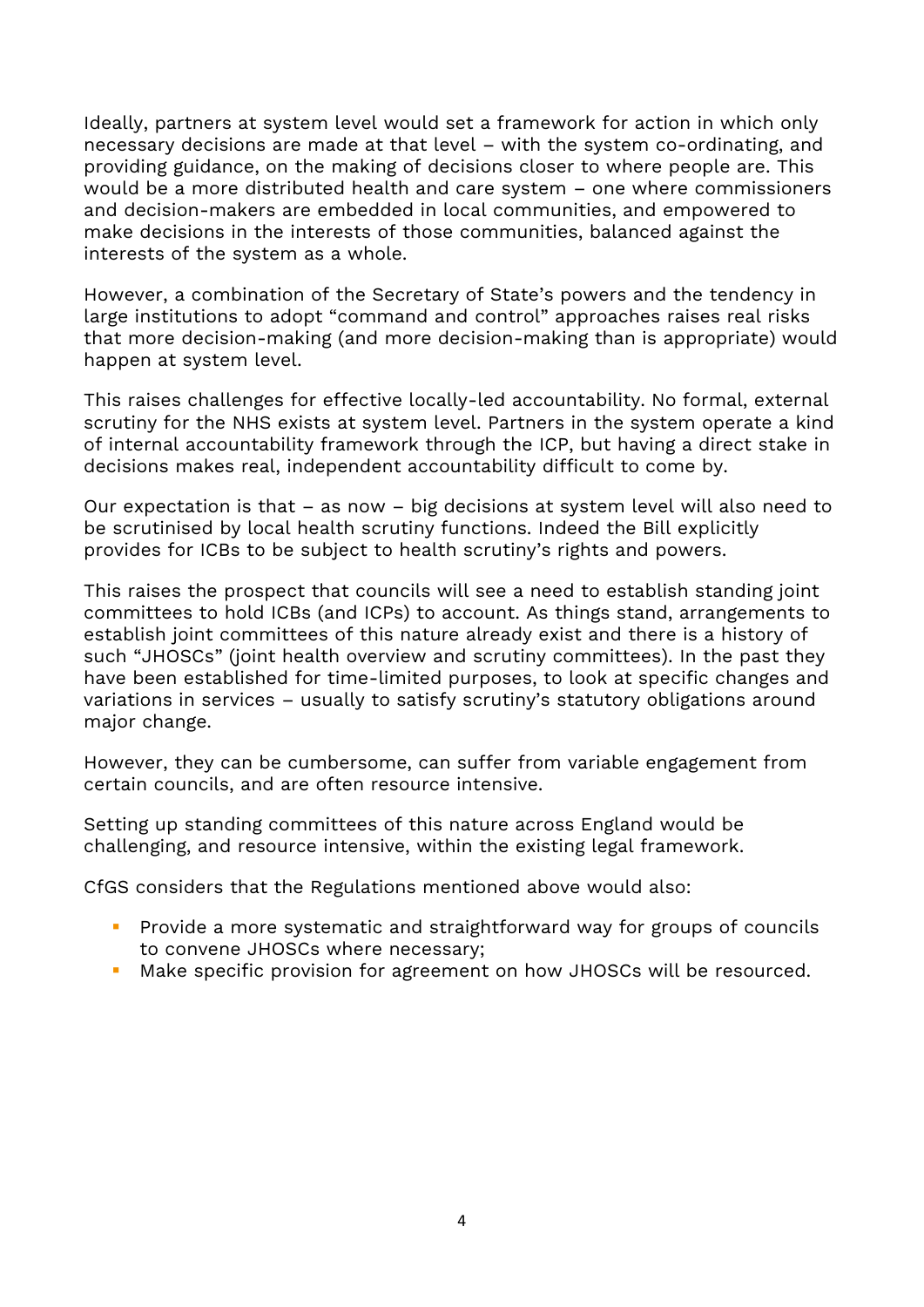Ideally, partners at system level would set a framework for action in which only necessary decisions are made at that level – with the system co-ordinating, and providing guidance, on the making of decisions closer to where people are. This would be a more distributed health and care system – one where commissioners and decision-makers are embedded in local communities, and empowered to make decisions in the interests of those communities, balanced against the interests of the system as a whole.

However, a combination of the Secretary of State's powers and the tendency in large institutions to adopt "command and control" approaches raises real risks that more decision-making (and more decision-making than is appropriate) would happen at system level.

This raises challenges for effective locally-led accountability. No formal, external scrutiny for the NHS exists at system level. Partners in the system operate a kind of internal accountability framework through the ICP, but having a direct stake in decisions makes real, independent accountability difficult to come by.

Our expectation is that – as now – big decisions at system level will also need to be scrutinised by local health scrutiny functions. Indeed the Bill explicitly provides for ICBs to be subject to health scrutiny's rights and powers.

This raises the prospect that councils will see a need to establish standing joint committees to hold ICBs (and ICPs) to account. As things stand, arrangements to establish joint committees of this nature already exist and there is a history of such "JHOSCs" (joint health overview and scrutiny committees). In the past they have been established for time-limited purposes, to look at specific changes and variations in services – usually to satisfy scrutiny's statutory obligations around major change.

However, they can be cumbersome, can suffer from variable engagement from certain councils, and are often resource intensive.

Setting up standing committees of this nature across England would be challenging, and resource intensive, within the existing legal framework.

CfGS considers that the Regulations mentioned above would also:

- Provide a more systematic and straightforward way for groups of councils to convene JHOSCs where necessary;
- Make specific provision for agreement on how JHOSCs will be resourced.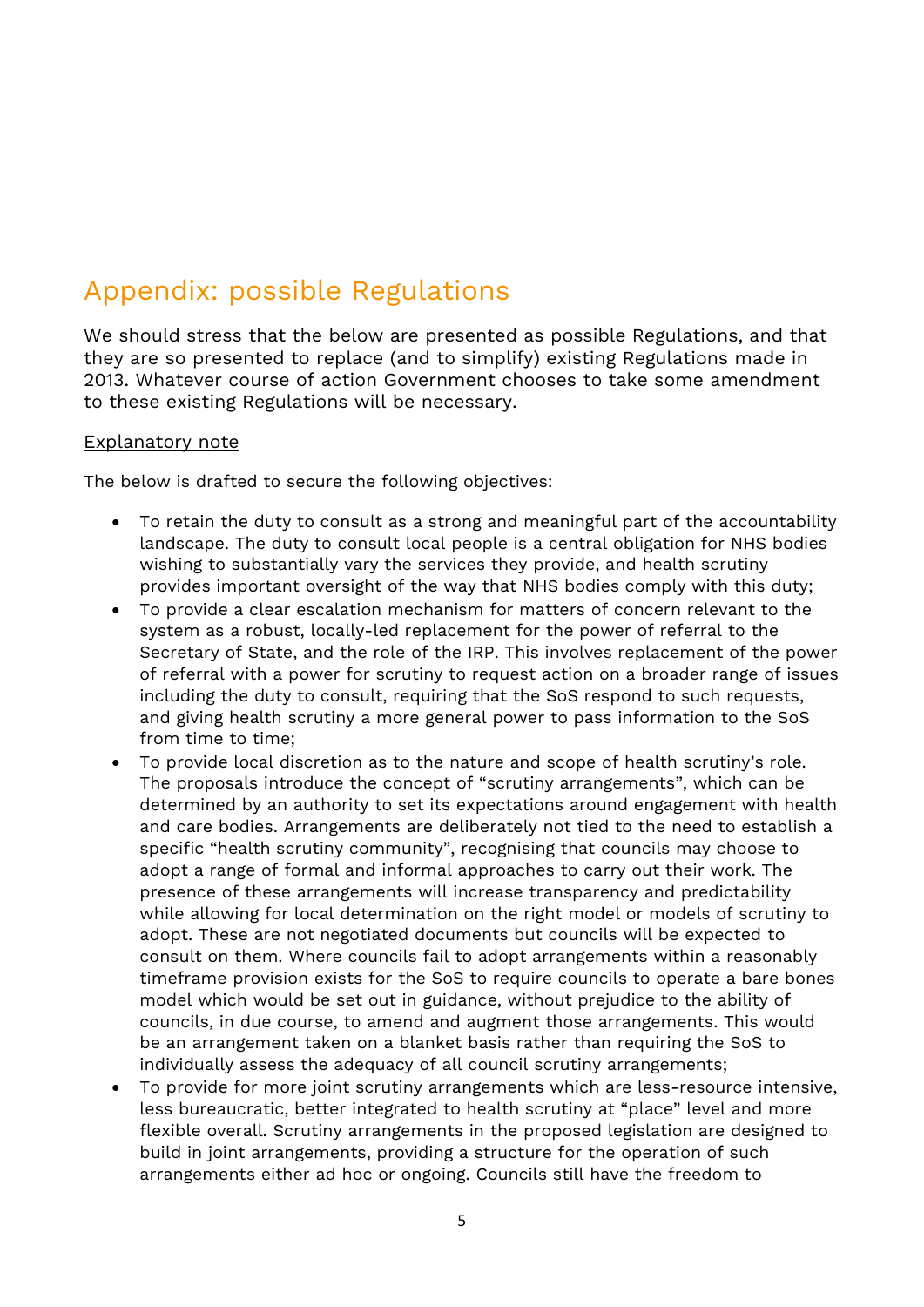## Appendix: possible Regulations

We should stress that the below are presented as possible Regulations, and that they are so presented to replace (and to simplify) existing Regulations made in 2013. Whatever course of action Government chooses to take some amendment to these existing Regulations will be necessary.

<u>Explanatory note</u>

The below is drafted to secure the following objectives:

- To retain the duty to consult as a strong and meaningful part of the accountability landscape. The duty to consult local people is a central obligation for NHS bodies wishing to substantially vary the services they provide, and health scrutiny provides important oversight of the way that NHS bodies comply with this duty;
- To provide a clear escalation mechanism for matters of concern relevant to the system as a robust, locally-led replacement for the power of referral to the Secretary of State, and the role of the IRP. This involves replacement of the power of referral with a power for scrutiny to request action on a broader range of issues including the duty to consult, requiring that the SoS respond to such requests, and giving health scrutiny a more general power to pass information to the SoS from time to time;
- To provide local discretion as to the nature and scope of health scrutiny's role. The proposals introduce the concept of "scrutiny arrangements", which can be determined by an authority to set its expectations around engagement with health and care bodies. Arrangements are deliberately not tied to the need to establish a specific "health scrutiny community", recognising that councils may choose to adopt a range of formal and informal approaches to carry out their work. The presence of these arrangements will increase transparency and predictability while allowing for local determination on the right model or models of scrutiny to adopt. These are not negotiated documents but councils will be expected to consult on them. Where councils fail to adopt arrangements within a reasonably timeframe provision exists for the SoS to require councils to operate a bare bones model which would be set out in guidance, without prejudice to the ability of councils, in due course, to amend and augment those arrangements. This would be an arrangement taken on a blanket basis rather than requiring the SoS to individually assess the adequacy of all council scrutiny arrangements;
- To provide for more joint scrutiny arrangements which are less-resource intensive, less bureaucratic, better integrated to health scrutiny at "place" level and more flexible overall. Scrutiny arrangements in the proposed legislation are designed to build in joint arrangements, providing a structure for the operation of such arrangements either ad hoc or ongoing. Councils still have the freedom to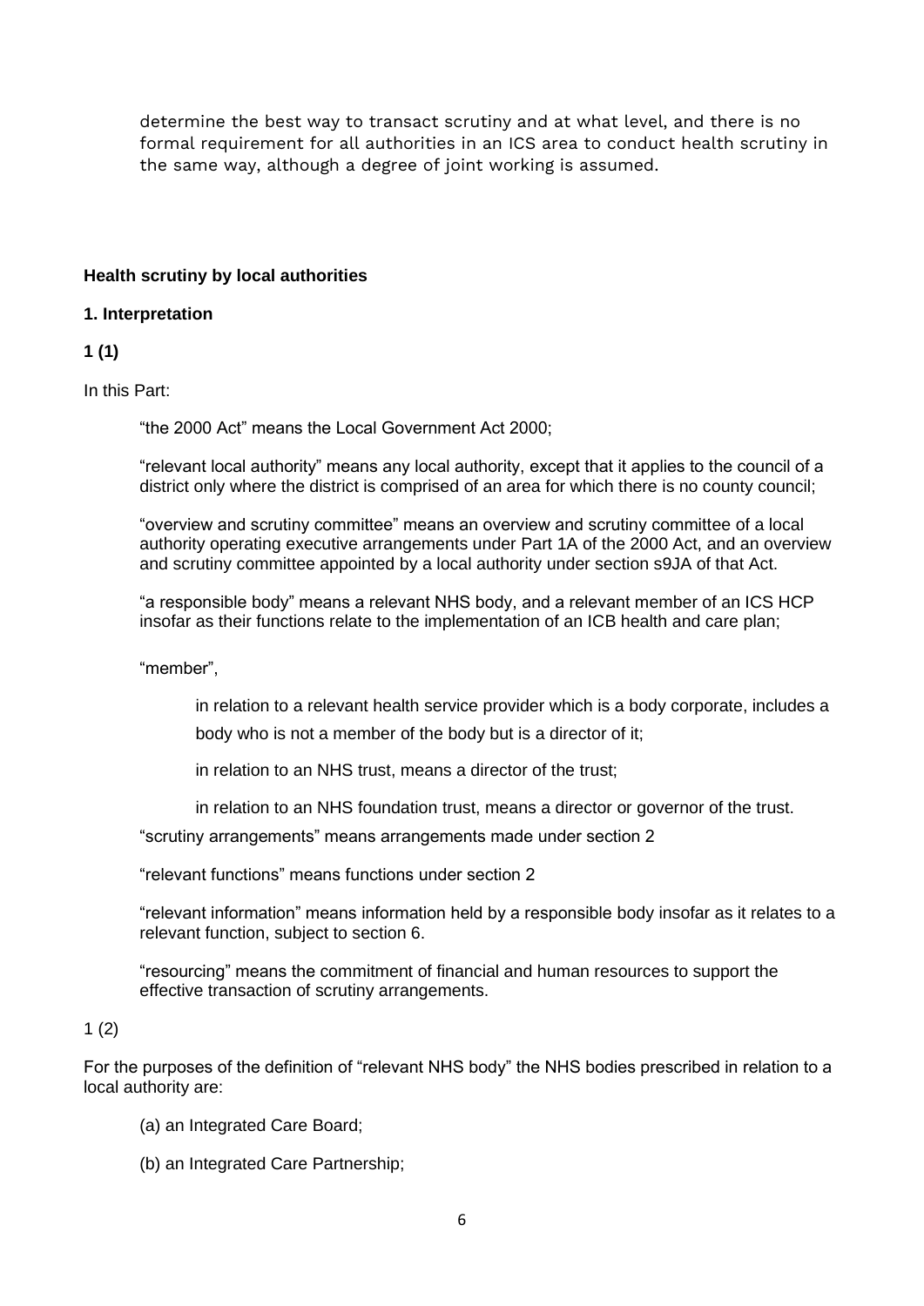determine the best way to transact scrutiny and at what level, and there is no formal requirement for all authorities in an ICS area to conduct health scrutiny in the same way, although a degree of joint working is assumed.

**Health scrutiny by local authorities**

**1. Interpretation**

**1 (1)**

In this Part:

> "the 2000 Act" means the Local Government Act 2000;
>
> "relevant local authority" means any local authority, except that it applies to the council of a district only where the district is comprised of an area for which there is no county council;
>
> "overview and scrutiny committee" means an overview and scrutiny committee of a local authority operating executive arrangements under Part 1A of the 2000 Act, and an overview and scrutiny committee appointed by a local authority under section s9JA of that Act.
>
> "a responsible body" means a relevant NHS body, and a relevant member of an ICS HCP insofar as their functions relate to the implementation of an ICB health and care plan;
>
> "member",
>
> > in relation to a relevant health service provider which is a body corporate, includes a body who is not a member of the body but is a director of it;
> >
> > in relation to an NHS trust, means a director of the trust;
> >
> > in relation to an NHS foundation trust, means a director or governor of the trust.
>
> "scrutiny arrangements" means arrangements made under section 2
>
> "relevant functions" means functions under section 2
>
> "relevant information" means information held by a responsible body insofar as it relates to a relevant function, subject to section 6.
>
> "resourcing" means the commitment of financial and human resources to support the effective transaction of scrutiny arrangements.

1 (2)

For the purposes of the definition of "relevant NHS body" the NHS bodies prescribed in relation to a local authority are:

> (a) an Integrated Care Board;
>
> (b) an Integrated Care Partnership;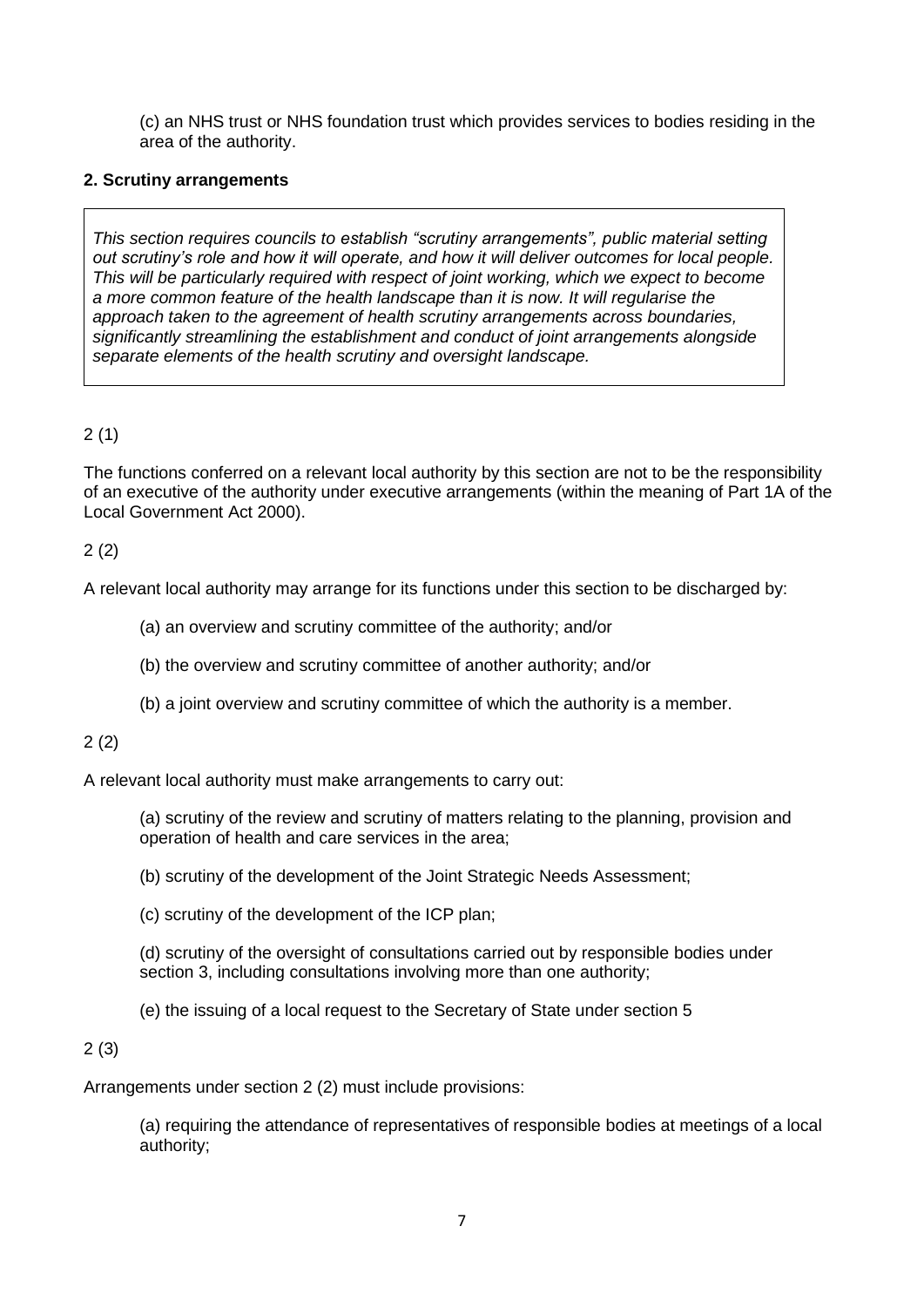(c) an NHS trust or NHS foundation trust which provides services to bodies residing in the area of the authority.

### 2. Scrutiny arrangements

*This section requires councils to establish "scrutiny arrangements", public material setting out scrutiny's role and how it will operate, and how it will deliver outcomes for local people. This will be particularly required with respect of joint working, which we expect to become a more common feature of the health landscape than it is now. It will regularise the approach taken to the agreement of health scrutiny arrangements across boundaries, significantly streamlining the establishment and conduct of joint arrangements alongside separate elements of the health scrutiny and oversight landscape.*

2 (1)

The functions conferred on a relevant local authority by this section are not to be the responsibility of an executive of the authority under executive arrangements (within the meaning of Part 1A of the Local Government Act 2000).

2 (2)

A relevant local authority may arrange for its functions under this section to be discharged by:

(a) an overview and scrutiny committee of the authority; and/or

(b) the overview and scrutiny committee of another authority; and/or

(b) a joint overview and scrutiny committee of which the authority is a member.

2 (2)

A relevant local authority must make arrangements to carry out:

(a) scrutiny of the review and scrutiny of matters relating to the planning, provision and operation of health and care services in the area;

(b) scrutiny of the development of the Joint Strategic Needs Assessment;

(c) scrutiny of the development of the ICP plan;

(d) scrutiny of the oversight of consultations carried out by responsible bodies under section 3, including consultations involving more than one authority;

(e) the issuing of a local request to the Secretary of State under section 5

2 (3)

Arrangements under section 2 (2) must include provisions:

(a) requiring the attendance of representatives of responsible bodies at meetings of a local authority;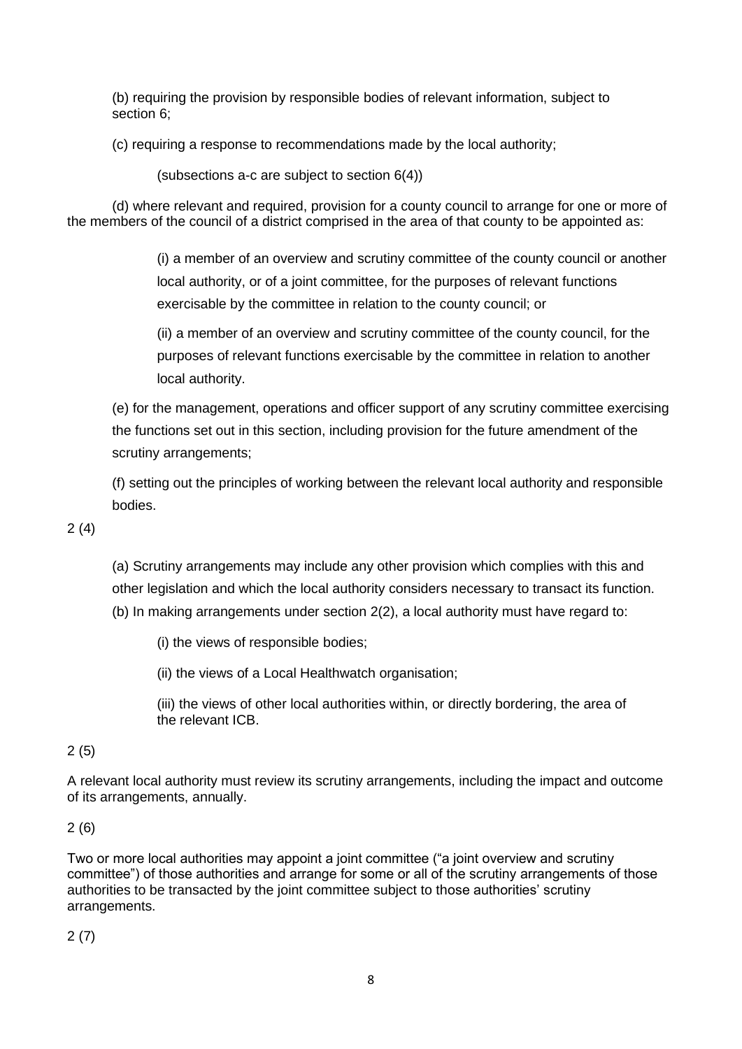(b) requiring the provision by responsible bodies of relevant information, subject to section 6;

(c) requiring a response to recommendations made by the local authority;

(subsections a-c are subject to section 6(4))

(d) where relevant and required, provision for a county council to arrange for one or more of the members of the council of a district comprised in the area of that county to be appointed as:

(i) a member of an overview and scrutiny committee of the county council or another local authority, or of a joint committee, for the purposes of relevant functions exercisable by the committee in relation to the county council; or

(ii) a member of an overview and scrutiny committee of the county council, for the purposes of relevant functions exercisable by the committee in relation to another local authority.

(e) for the management, operations and officer support of any scrutiny committee exercising the functions set out in this section, including provision for the future amendment of the scrutiny arrangements;

(f) setting out the principles of working between the relevant local authority and responsible bodies.

2 (4)

(a) Scrutiny arrangements may include any other provision which complies with this and other legislation and which the local authority considers necessary to transact its function.

(b) In making arrangements under section 2(2), a local authority must have regard to:

(i) the views of responsible bodies;

(ii) the views of a Local Healthwatch organisation;

(iii) the views of other local authorities within, or directly bordering, the area of the relevant ICB.

2 (5)

A relevant local authority must review its scrutiny arrangements, including the impact and outcome of its arrangements, annually.

2 (6)

Two or more local authorities may appoint a joint committee ("a joint overview and scrutiny committee") of those authorities and arrange for some or all of the scrutiny arrangements of those authorities to be transacted by the joint committee subject to those authorities' scrutiny arrangements.

2 (7)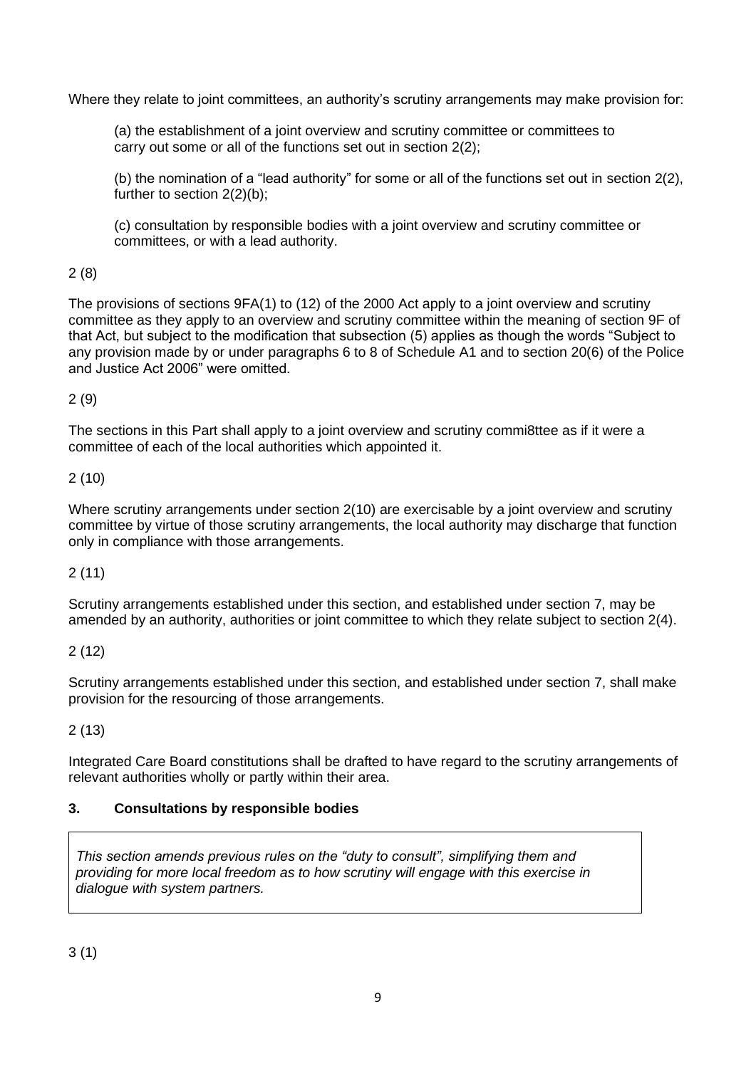Where they relate to joint committees, an authority's scrutiny arrangements may make provision for:

(a) the establishment of a joint overview and scrutiny committee or committees to carry out some or all of the functions set out in section 2(2);

(b) the nomination of a "lead authority" for some or all of the functions set out in section 2(2), further to section 2(2)(b);

(c) consultation by responsible bodies with a joint overview and scrutiny committee or committees, or with a lead authority.

2 (8)

The provisions of sections 9FA(1) to (12) of the 2000 Act apply to a joint overview and scrutiny committee as they apply to an overview and scrutiny committee within the meaning of section 9F of that Act, but subject to the modification that subsection (5) applies as though the words "Subject to any provision made by or under paragraphs 6 to 8 of Schedule A1 and to section 20(6) of the Police and Justice Act 2006" were omitted.

2 (9)

The sections in this Part shall apply to a joint overview and scrutiny commi8ttee as if it were a committee of each of the local authorities which appointed it.

2 (10)

Where scrutiny arrangements under section 2(10) are exercisable by a joint overview and scrutiny committee by virtue of those scrutiny arrangements, the local authority may discharge that function only in compliance with those arrangements.

2 (11)

Scrutiny arrangements established under this section, and established under section 7, may be amended by an authority, authorities or joint committee to which they relate subject to section 2(4).

2 (12)

Scrutiny arrangements established under this section, and established under section 7, shall make provision for the resourcing of those arrangements.

2 (13)

Integrated Care Board constitutions shall be drafted to have regard to the scrutiny arrangements of relevant authorities wholly or partly within their area.

## 3. Consultations by responsible bodies

*This section amends previous rules on the "duty to consult", simplifying them and providing for more local freedom as to how scrutiny will engage with this exercise in dialogue with system partners.*

3 (1)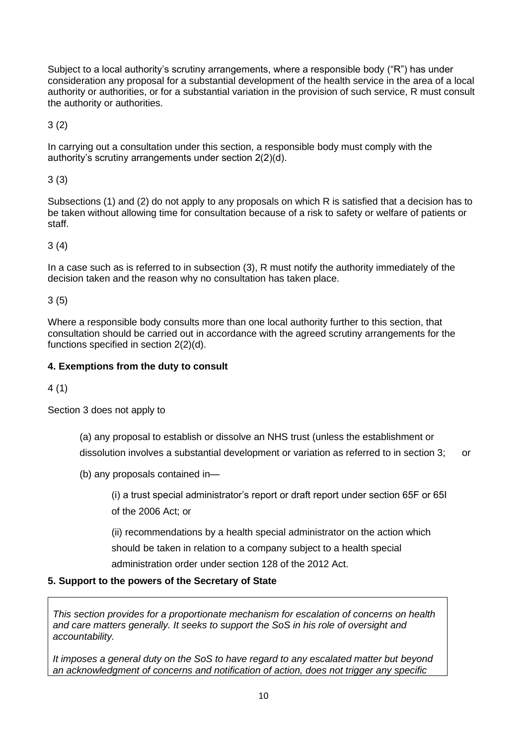Subject to a local authority's scrutiny arrangements, where a responsible body ("R") has under consideration any proposal for a substantial development of the health service in the area of a local authority or authorities, or for a substantial variation in the provision of such service, R must consult the authority or authorities.

3 (2)

In carrying out a consultation under this section, a responsible body must comply with the authority's scrutiny arrangements under section 2(2)(d).

3 (3)

Subsections (1) and (2) do not apply to any proposals on which R is satisfied that a decision has to be taken without allowing time for consultation because of a risk to safety or welfare of patients or staff.

3 (4)

In a case such as is referred to in subsection (3), R must notify the authority immediately of the decision taken and the reason why no consultation has taken place.

3 (5)

Where a responsible body consults more than one local authority further to this section, that consultation should be carried out in accordance with the agreed scrutiny arrangements for the functions specified in section 2(2)(d).

**4. Exemptions from the duty to consult**

4 (1)

Section 3 does not apply to

> (a) any proposal to establish or dissolve an NHS trust (unless the establishment or dissolution involves a substantial development or variation as referred to in section 3; or
>
> (b) any proposals contained in—
>
> > (i) a trust special administrator's report or draft report under section 65F or 65I of the 2006 Act; or
> >
> > (ii) recommendations by a health special administrator on the action which should be taken in relation to a company subject to a health special administration order under section 128 of the 2012 Act.

**5. Support to the powers of the Secretary of State**

*This section provides for a proportionate mechanism for escalation of concerns on health and care matters generally. It seeks to support the SoS in his role of oversight and accountability.*

*It imposes a general duty on the SoS to have regard to any escalated matter but beyond an acknowledgment of concerns and notification of action, does not trigger any specific*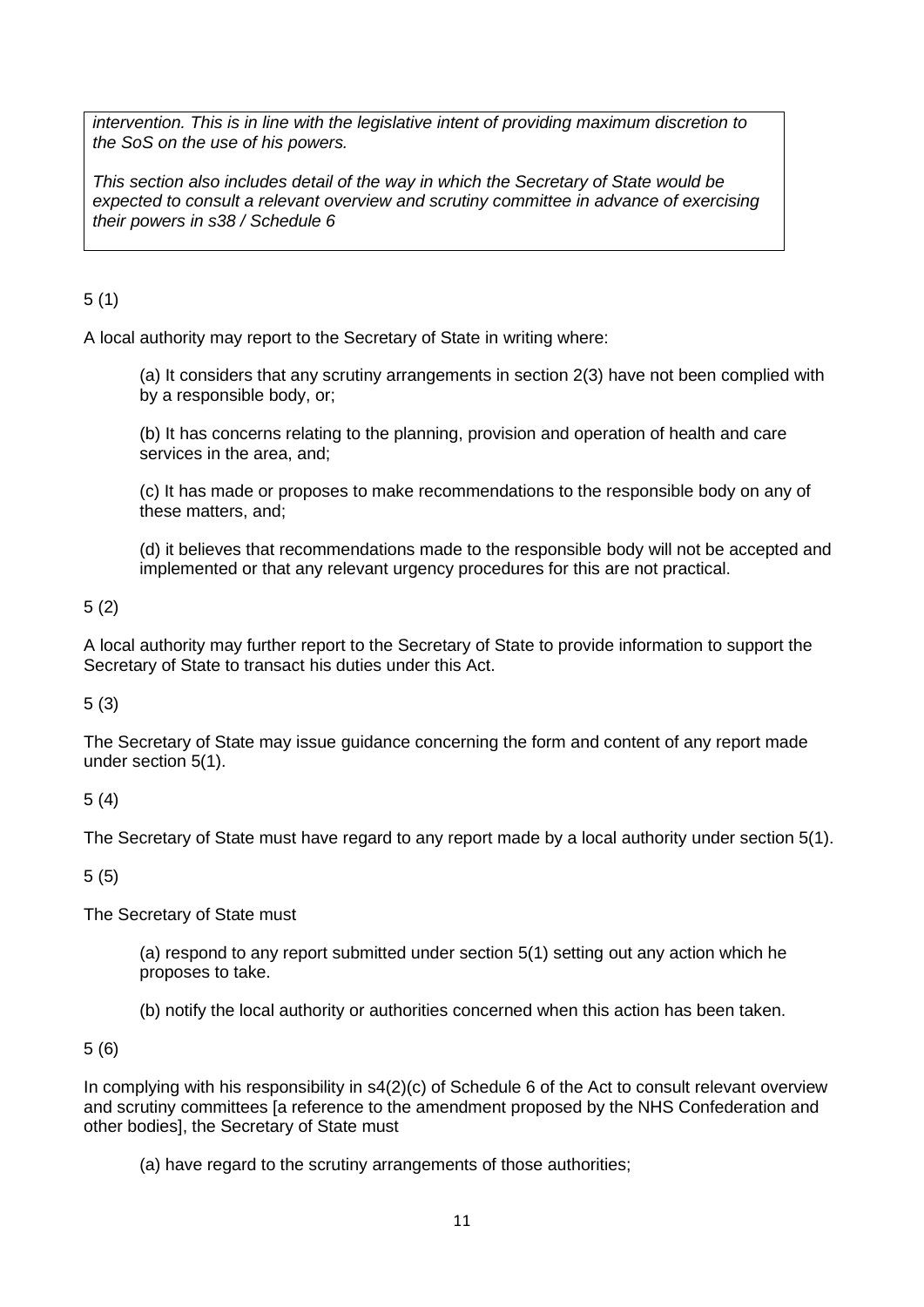*intervention. This is in line with the legislative intent of providing maximum discretion to the SoS on the use of his powers.*

*This section also includes detail of the way in which the Secretary of State would be expected to consult a relevant overview and scrutiny committee in advance of exercising their powers in s38 / Schedule 6*

5 (1)

A local authority may report to the Secretary of State in writing where:

> (a) It considers that any scrutiny arrangements in section 2(3) have not been complied with by a responsible body, or;
>
> (b) It has concerns relating to the planning, provision and operation of health and care services in the area, and;
>
> (c) It has made or proposes to make recommendations to the responsible body on any of these matters, and;
>
> (d) it believes that recommendations made to the responsible body will not be accepted and implemented or that any relevant urgency procedures for this are not practical.

5 (2)

A local authority may further report to the Secretary of State to provide information to support the Secretary of State to transact his duties under this Act.

5 (3)

The Secretary of State may issue guidance concerning the form and content of any report made under section 5(1).

5 (4)

The Secretary of State must have regard to any report made by a local authority under section 5(1).

5 (5)

The Secretary of State must

> (a) respond to any report submitted under section 5(1) setting out any action which he proposes to take.
>
> (b) notify the local authority or authorities concerned when this action has been taken.

5 (6)

In complying with his responsibility in s4(2)(c) of Schedule 6 of the Act to consult relevant overview and scrutiny committees [a reference to the amendment proposed by the NHS Confederation and other bodies], the Secretary of State must

> (a) have regard to the scrutiny arrangements of those authorities;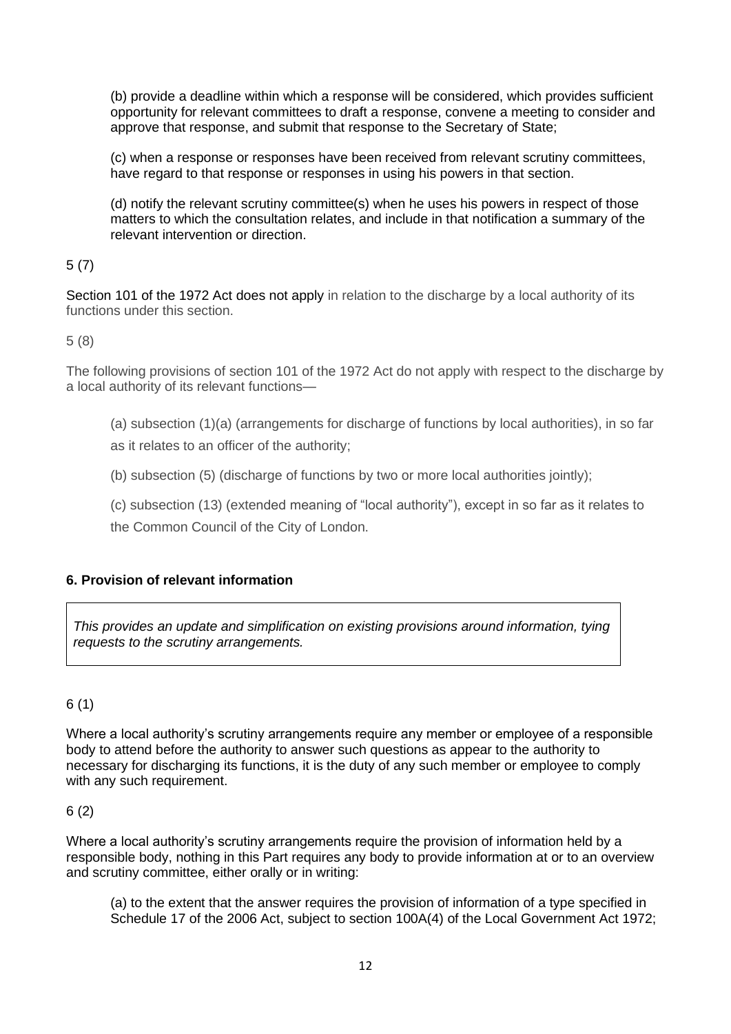(b) provide a deadline within which a response will be considered, which provides sufficient opportunity for relevant committees to draft a response, convene a meeting to consider and approve that response, and submit that response to the Secretary of State;

(c) when a response or responses have been received from relevant scrutiny committees, have regard to that response or responses in using his powers in that section.

(d) notify the relevant scrutiny committee(s) when he uses his powers in respect of those matters to which the consultation relates, and include in that notification a summary of the relevant intervention or direction.

5 (7)

Section 101 of the 1972 Act does not apply in relation to the discharge by a local authority of its functions under this section.

5 (8)

The following provisions of section 101 of the 1972 Act do not apply with respect to the discharge by a local authority of its relevant functions—

(a) subsection (1)(a) (arrangements for discharge of functions by local authorities), in so far as it relates to an officer of the authority;

(b) subsection (5) (discharge of functions by two or more local authorities jointly);

(c) subsection (13) (extended meaning of "local authority"), except in so far as it relates to the Common Council of the City of London.

**6. Provision of relevant information**

*This provides an update and simplification on existing provisions around information, tying requests to the scrutiny arrangements.*

6 (1)

Where a local authority's scrutiny arrangements require any member or employee of a responsible body to attend before the authority to answer such questions as appear to the authority to necessary for discharging its functions, it is the duty of any such member or employee to comply with any such requirement.

6 (2)

Where a local authority's scrutiny arrangements require the provision of information held by a responsible body, nothing in this Part requires any body to provide information at or to an overview and scrutiny committee, either orally or in writing:

(a) to the extent that the answer requires the provision of information of a type specified in Schedule 17 of the 2006 Act, subject to section 100A(4) of the Local Government Act 1972;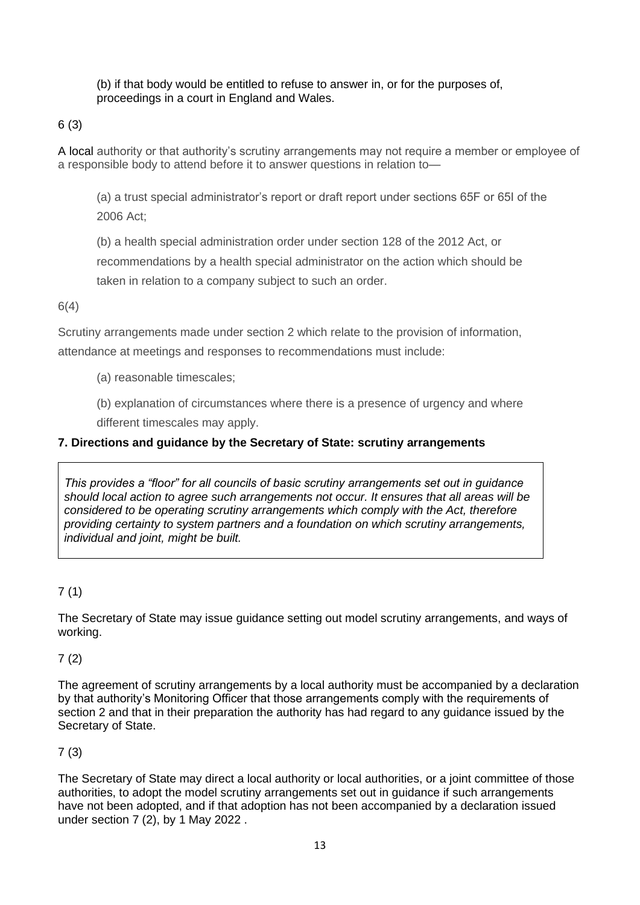(b) if that body would be entitled to refuse to answer in, or for the purposes of, proceedings in a court in England and Wales.

6 (3)

A local authority or that authority's scrutiny arrangements may not require a member or employee of a responsible body to attend before it to answer questions in relation to—

(a) a trust special administrator's report or draft report under sections 65F or 65I of the 2006 Act;

(b) a health special administration order under section 128 of the 2012 Act, or recommendations by a health special administrator on the action which should be taken in relation to a company subject to such an order.

6(4)

Scrutiny arrangements made under section 2 which relate to the provision of information, attendance at meetings and responses to recommendations must include:

(a) reasonable timescales;

(b) explanation of circumstances where there is a presence of urgency and where different timescales may apply.

**7. Directions and guidance by the Secretary of State: scrutiny arrangements**

*This provides a "floor" for all councils of basic scrutiny arrangements set out in guidance should local action to agree such arrangements not occur. It ensures that all areas will be considered to be operating scrutiny arrangements which comply with the Act, therefore providing certainty to system partners and a foundation on which scrutiny arrangements, individual and joint, might be built.*

7 (1)

The Secretary of State may issue guidance setting out model scrutiny arrangements, and ways of working.

7 (2)

The agreement of scrutiny arrangements by a local authority must be accompanied by a declaration by that authority's Monitoring Officer that those arrangements comply with the requirements of section 2 and that in their preparation the authority has had regard to any guidance issued by the Secretary of State.

7 (3)

The Secretary of State may direct a local authority or local authorities, or a joint committee of those authorities, to adopt the model scrutiny arrangements set out in guidance if such arrangements have not been adopted, and if that adoption has not been accompanied by a declaration issued under section 7 (2), by 1 May 2022 .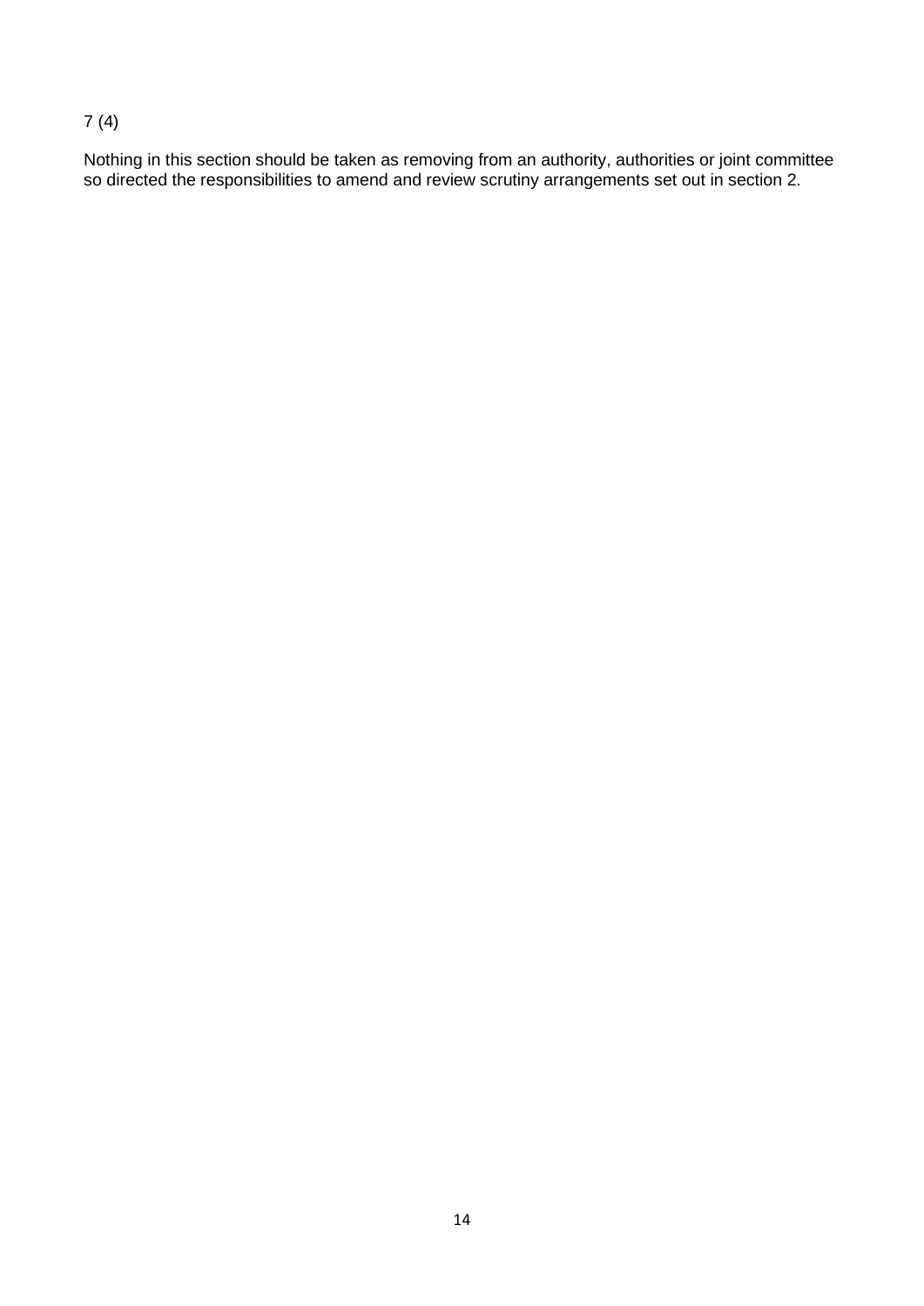7 (4)

Nothing in this section should be taken as removing from an authority, authorities or joint committee so directed the responsibilities to amend and review scrutiny arrangements set out in section 2.